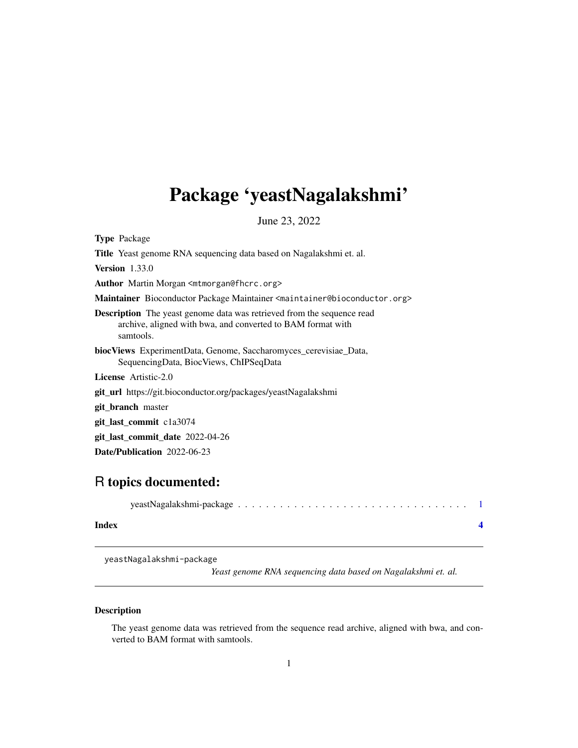# Package 'yeastNagalakshmi'

June 23, 2022

**Type** Package

**Title** Yeast genome RNA sequencing data based on Nagalakshmi et. al.

**Version** 1.33.0

**Author** Martin Morgan <mtmorgan@fhcrc.org>

**Maintainer** Bioconductor Package Maintainer <maintainer@bioconductor.org>

**Description** The yeast genome data was retrieved from the sequence read archive, aligned with bwa, and converted to BAM format with samtools.

**biocViews** ExperimentData, Genome, Saccharomyces_cerevisiae_Data, SequencingData, BiocViews, ChIPSeqData

**License** Artistic-2.0

**git_url** https://git.bioconductor.org/packages/yeastNagalakshmi

**git_branch** master

**git_last_commit** c1a3074

**git_last_commit_date** 2022-04-26

**Date/Publication** 2022-06-23

## R topics documented:

yeastNagalakshmi-package . . . . . . . . . . . . . . . . . . . . . . . . . . . . . . . . 1

**Index** **4**

---

`yeastNagalakshmi-package` *Yeast genome RNA sequencing data based on Nagalakshmi et. al.*

---

### Description

The yeast genome data was retrieved from the sequence read archive, aligned with bwa, and converted to BAM format with samtools.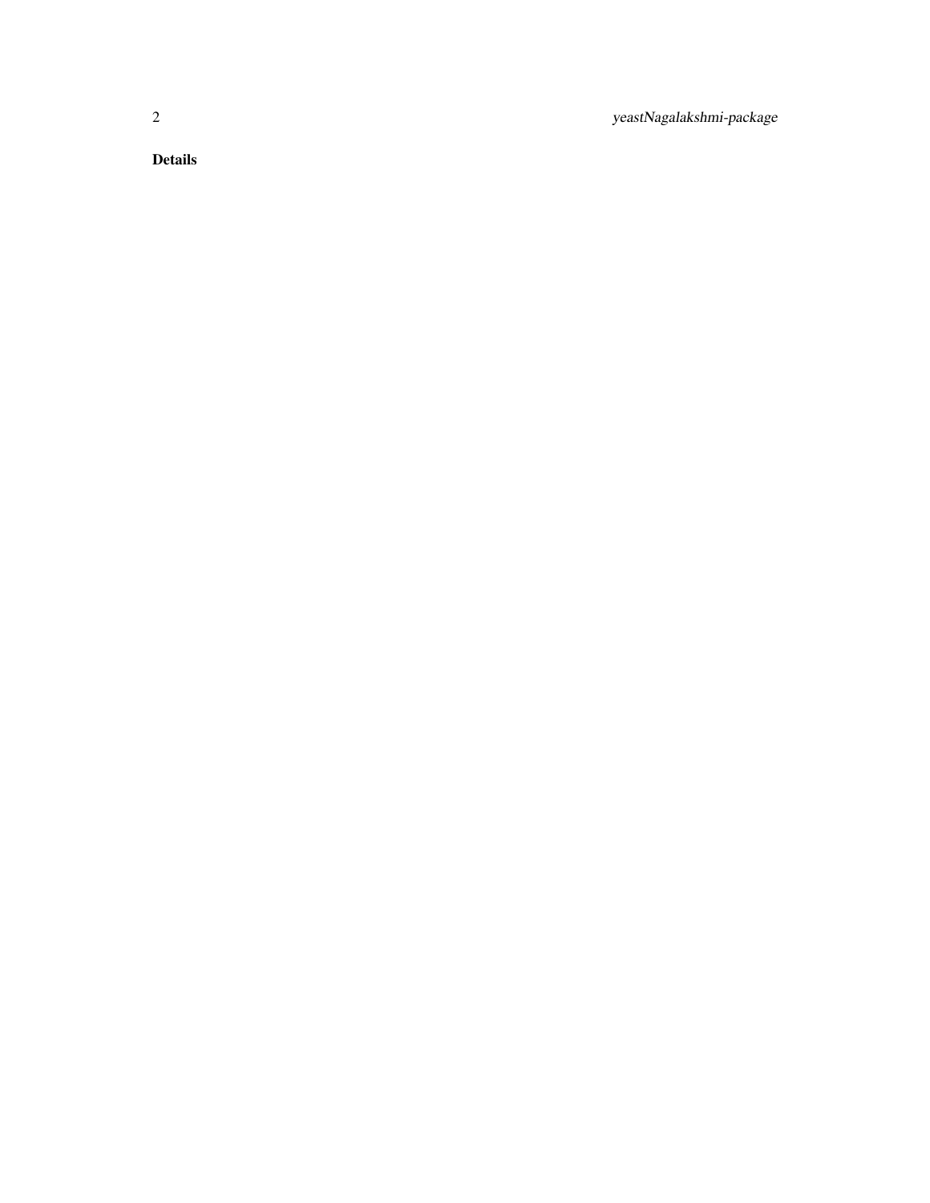**Details**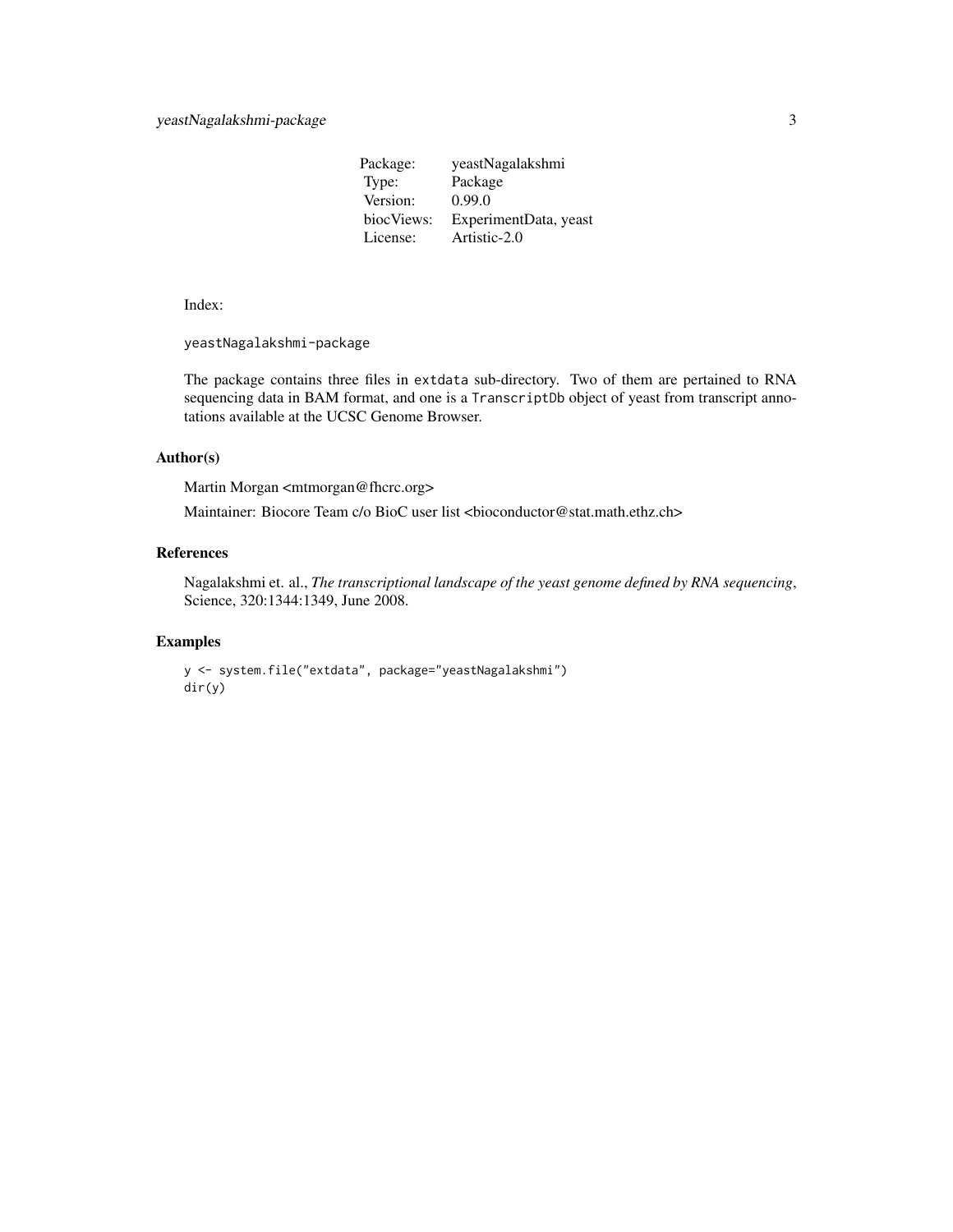| Package: | yeastNagalakshmi |
| --- | --- |
| Type: | Package |
| Version: | 0.99.0 |
| biocViews: | ExperimentData, yeast |
| License: | Artistic-2.0 |

Index:

```
yeastNagalakshmi-package
```

The package contains three files in `extdata` sub-directory. Two of them are pertained to RNA sequencing data in BAM format, and one is a `TranscriptDb` object of yeast from transcript annotations available at the UCSC Genome Browser.

## Author(s)

Martin Morgan <mtmorgan@fhcrc.org>

Maintainer: Biocore Team c/o BioC user list <bioconductor@stat.math.ethz.ch>

## References

Nagalakshmi et. al., *The transcriptional landscape of the yeast genome defined by RNA sequencing*, Science, 320:1344:1349, June 2008.

## Examples

```
y <- system.file("extdata", package="yeastNagalakshmi")
dir(y)
```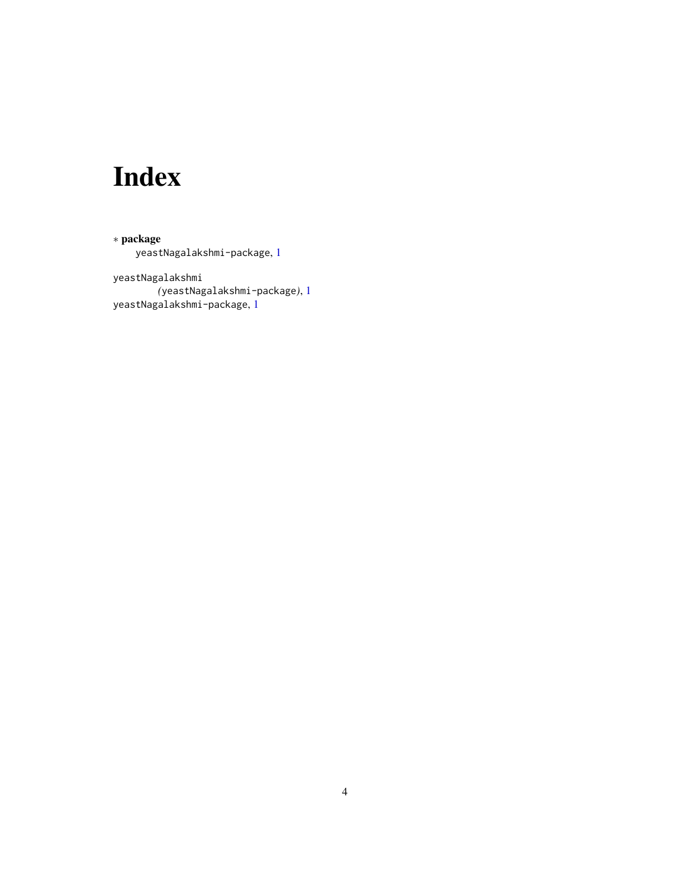# Index

∗ **package**
    yeastNagalakshmi-package, 1

yeastNagalakshmi
        (yeastNagalakshmi-package), 1
yeastNagalakshmi-package, 1